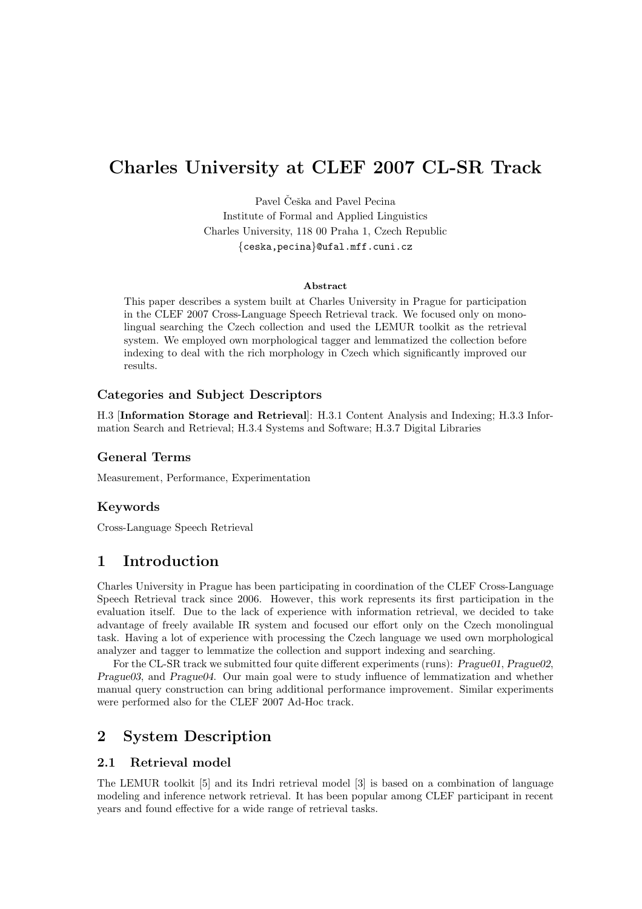# Charles University at CLEF 2007 CL-SR Track

Pavel Češka and Pavel Pecina
Institute of Formal and Applied Linguistics
Charles University, 118 00 Praha 1, Czech Republic
{ceska,pecina}@ufal.mff.cuni.cz

**Abstract**

This paper describes a system built at Charles University in Prague for participation in the CLEF 2007 Cross-Language Speech Retrieval track. We focused only on monolingual searching the Czech collection and used the LEMUR toolkit as the retrieval system. We employed own morphological tagger and lemmatized the collection before indexing to deal with the rich morphology in Czech which significantly improved our results.

### Categories and Subject Descriptors

H.3 [**Information Storage and Retrieval**]: H.3.1 Content Analysis and Indexing; H.3.3 Information Search and Retrieval; H.3.4 Systems and Software; H.3.7 Digital Libraries

### General Terms

Measurement, Performance, Experimentation

### Keywords

Cross-Language Speech Retrieval

## 1 Introduction

Charles University in Prague has been participating in coordination of the CLEF Cross-Language Speech Retrieval track since 2006. However, this work represents its first participation in the evaluation itself. Due to the lack of experience with information retrieval, we decided to take advantage of freely available IR system and focused our effort only on the Czech monolingual task. Having a lot of experience with processing the Czech language we used own morphological analyzer and tagger to lemmatize the collection and support indexing and searching.

For the CL-SR track we submitted four quite different experiments (runs): *Prague01*, *Prague02*, *Prague03*, and *Prague04*. Our main goal were to study influence of lemmatization and whether manual query construction can bring additional performance improvement. Similar experiments were performed also for the CLEF 2007 Ad-Hoc track.

## 2 System Description

### 2.1 Retrieval model

The LEMUR toolkit [5] and its Indri retrieval model [3] is based on a combination of language modeling and inference network retrieval. It has been popular among CLEF participant in recent years and found effective for a wide range of retrieval tasks.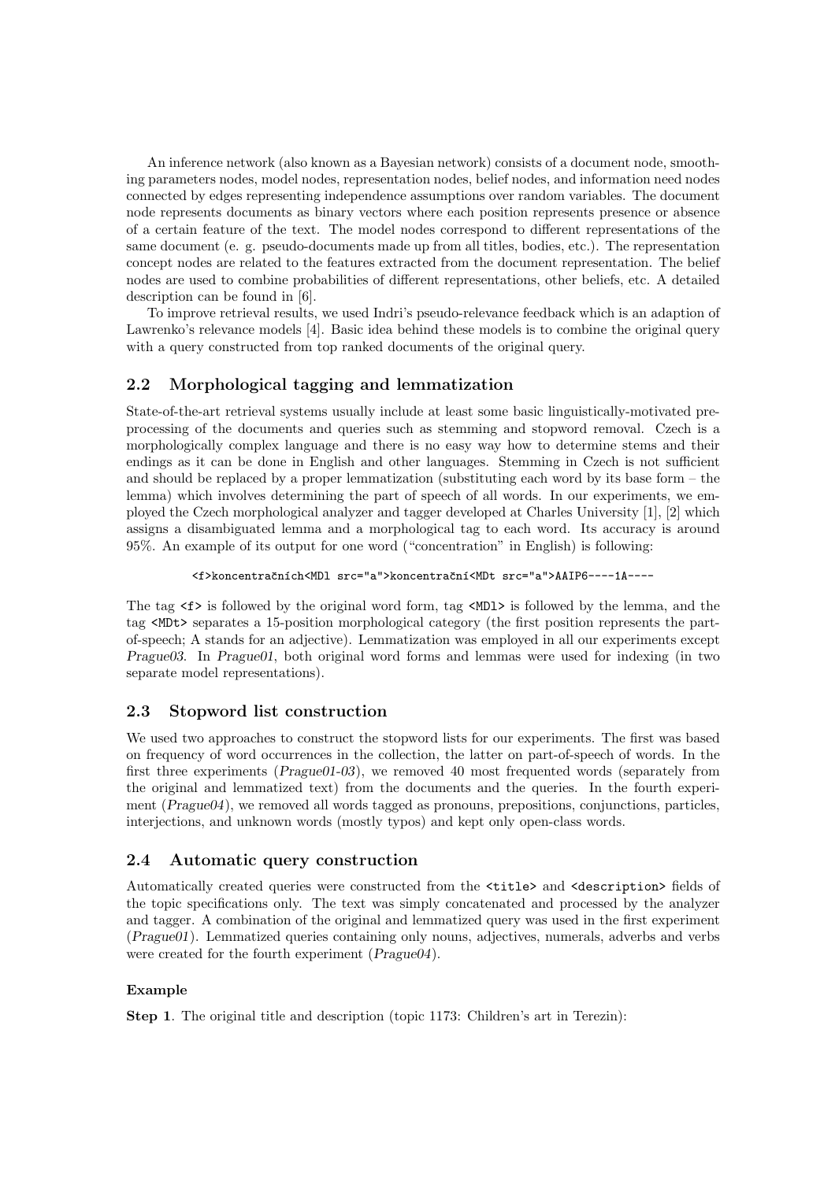An inference network (also known as a Bayesian network) consists of a document node, smoothing parameters nodes, model nodes, representation nodes, belief nodes, and information need nodes connected by edges representing independence assumptions over random variables. The document node represents documents as binary vectors where each position represents presence or absence of a certain feature of the text. The model nodes correspond to different representations of the same document (e. g. pseudo-documents made up from all titles, bodies, etc.). The representation concept nodes are related to the features extracted from the document representation. The belief nodes are used to combine probabilities of different representations, other beliefs, etc. A detailed description can be found in [6].

To improve retrieval results, we used Indri's pseudo-relevance feedback which is an adaption of Lawrenko's relevance models [4]. Basic idea behind these models is to combine the original query with a query constructed from top ranked documents of the original query.

## 2.2 Morphological tagging and lemmatization

State-of-the-art retrieval systems usually include at least some basic linguistically-motivated preprocessing of the documents and queries such as stemming and stopword removal. Czech is a morphologically complex language and there is no easy way how to determine stems and their endings as it can be done in English and other languages. Stemming in Czech is not sufficient and should be replaced by a proper lemmatization (substituting each word by its base form – the lemma) which involves determining the part of speech of all words. In our experiments, we employed the Czech morphological analyzer and tagger developed at Charles University [1], [2] which assigns a disambiguated lemma and a morphological tag to each word. Its accuracy is around 95%. An example of its output for one word ("concentration" in English) is following:

```
<f>koncentračních<MDl src="a">koncentrační<MDt src="a">AAIP6----1A----
```

The tag `<f>` is followed by the original word form, tag `<MDl>` is followed by the lemma, and the tag `<MDt>` separates a 15-position morphological category (the first position represents the part-of-speech; A stands for an adjective). Lemmatization was employed in all our experiments except *Prague03*. In *Prague01*, both original word forms and lemmas were used for indexing (in two separate model representations).

## 2.3 Stopword list construction

We used two approaches to construct the stopword lists for our experiments. The first was based on frequency of word occurrences in the collection, the latter on part-of-speech of words. In the first three experiments (*Prague01-03*), we removed 40 most frequented words (separately from the original and lemmatized text) from the documents and the queries. In the fourth experiment (*Prague04*), we removed all words tagged as pronouns, prepositions, conjunctions, particles, interjections, and unknown words (mostly typos) and kept only open-class words.

## 2.4 Automatic query construction

Automatically created queries were constructed from the `<title>` and `<description>` fields of the topic specifications only. The text was simply concatenated and processed by the analyzer and tagger. A combination of the original and lemmatized query was used in the first experiment (*Prague01*). Lemmatized queries containing only nouns, adjectives, numerals, adverbs and verbs were created for the fourth experiment (*Prague04*).

#### Example

**Step 1**. The original title and description (topic 1173: Children's art in Terezin):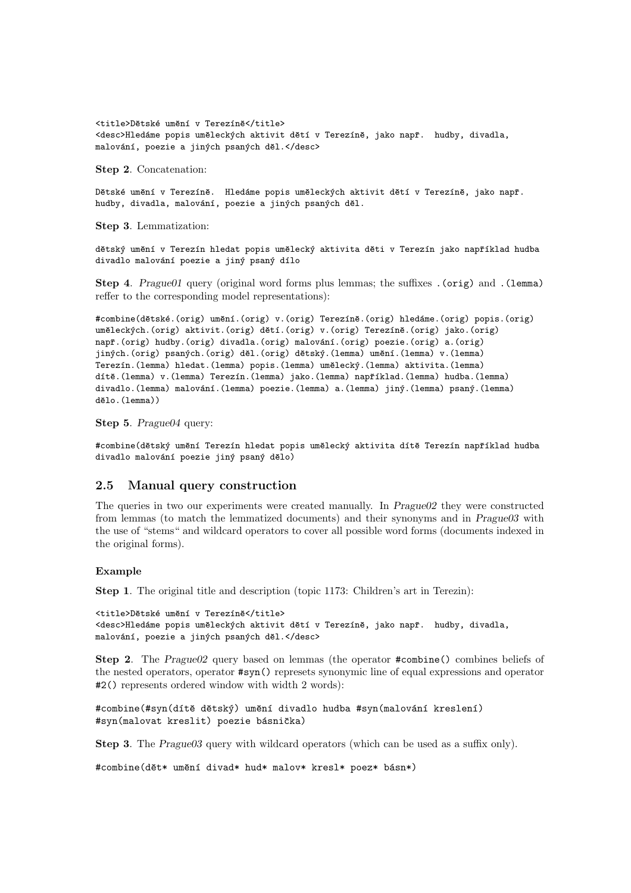```
<title>Dětské umění v Terezíně</title>
<desc>Hledáme popis uměleckých aktivit dětí v Terezíně, jako např.  hudby, divadla,
malování, poezie a jiných psaných děl.</desc>
```

**Step 2**. Concatenation:

```
Dětské umění v Terezíně.  Hledáme popis uměleckých aktivit dětí v Terezíně, jako např.
hudby, divadla, malování, poezie a jiných psaných děl.
```

**Step 3**. Lemmatization:

```
dětský umění v Terezín hledat popis umělecký aktivita děti v Terezín jako například hudba
divadlo malování poezie a jiný psaný dílo
```

**Step 4**. *Prague01* query (original word forms plus lemmas; the suffixes `.(orig)` and `.(lemma)` reffer to the corresponding model representations):

```
#combine(dětské.(orig) umění.(orig) v.(orig) Terezíně.(orig) hledáme.(orig) popis.(orig)
uměleckých.(orig) aktivit.(orig) dětí.(orig) v.(orig) Terezíně.(orig) jako.(orig)
např.(orig) hudby.(orig) divadla.(orig) malování.(orig) poezie.(orig) a.(orig)
jiných.(orig) psaných.(orig) děl.(orig) dětský.(lemma) umění.(lemma) v.(lemma)
Terezín.(lemma) hledat.(lemma) popis.(lemma) umělecký.(lemma) aktivita.(lemma)
dítě.(lemma) v.(lemma) Terezín.(lemma) jako.(lemma) například.(lemma) hudba.(lemma)
divadlo.(lemma) malování.(lemma) poezie.(lemma) a.(lemma) jiný.(lemma) psaný.(lemma)
dělo.(lemma))
```

**Step 5**. *Prague04* query:

```
#combine(dětský umění Terezín hledat popis umělecký aktivita dítě Terezín například hudba
divadlo malování poezie jiný psaný dělo)
```

## 2.5 Manual query construction

The queries in two our experiments were created manually. In *Prague02* they were constructed from lemmas (to match the lemmatized documents) and their synonyms and in *Prague03* with the use of "stems" and wildcard operators to cover all possible word forms (documents indexed in the original forms).

### Example

**Step 1**. The original title and description (topic 1173: Children's art in Terezin):

```
<title>Dětské umění v Terezíně</title>
<desc>Hledáme popis uměleckých aktivit dětí v Terezíně, jako např.  hudby, divadla,
malování, poezie a jiných psaných děl.</desc>
```

**Step 2**. The *Prague02* query based on lemmas (the operator `#combine()` combines beliefs of the nested operators, operator `#syn()` represets synonymic line of equal expressions and operator `#2()` represents ordered window with width 2 words):

```
#combine(#syn(dítě dětský) umění divadlo hudba #syn(malování kreslení)
#syn(malovat kreslit) poezie básnička)
```

**Step 3**. The *Prague03* query with wildcard operators (which can be used as a suffix only).

```
#combine(dět* umění divad* hud* malov* kresl* poez* básn*)
```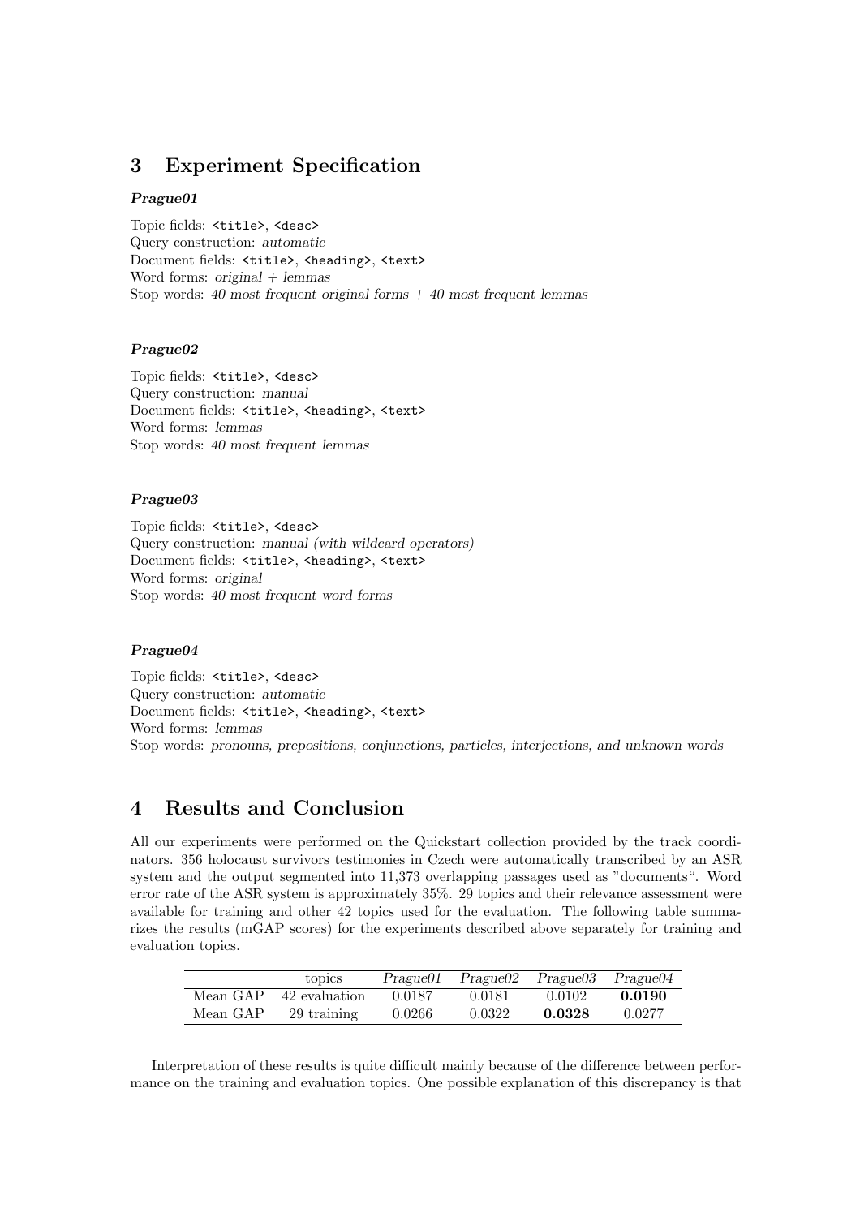## 3 Experiment Specification

***Prague01***

Topic fields: `<title>`, `<desc>`
Query construction: *automatic*
Document fields: `<title>`, `<heading>`, `<text>`
Word forms: *original + lemmas*
Stop words: *40 most frequent original forms + 40 most frequent lemmas*

***Prague02***

Topic fields: `<title>`, `<desc>`
Query construction: *manual*
Document fields: `<title>`, `<heading>`, `<text>`
Word forms: *lemmas*
Stop words: *40 most frequent lemmas*

***Prague03***

Topic fields: `<title>`, `<desc>`
Query construction: *manual (with wildcard operators)*
Document fields: `<title>`, `<heading>`, `<text>`
Word forms: *original*
Stop words: *40 most frequent word forms*

***Prague04***

Topic fields: `<title>`, `<desc>`
Query construction: *automatic*
Document fields: `<title>`, `<heading>`, `<text>`
Word forms: *lemmas*
Stop words: *pronouns, prepositions, conjunctions, particles, interjections, and unknown words*

## 4 Results and Conclusion

All our experiments were performed on the Quickstart collection provided by the track coordinators. 356 holocaust survivors testimonies in Czech were automatically transcribed by an ASR system and the output segmented into 11,373 overlapping passages used as "documents". Word error rate of the ASR system is approximately 35%. 29 topics and their relevance assessment were available for training and other 42 topics used for the evaluation. The following table summarizes the results (mGAP scores) for the experiments described above separately for training and evaluation topics.

| | topics | *Prague01* | *Prague02* | *Prague03* | *Prague04* |
|---|---|---|---|---|---|
| Mean GAP | 42 evaluation | 0.0187 | 0.0181 | 0.0102 | **0.0190** |
| Mean GAP | 29 training | 0.0266 | 0.0322 | **0.0328** | 0.0277 |

Interpretation of these results is quite difficult mainly because of the difference between performance on the training and evaluation topics. One possible explanation of this discrepancy is that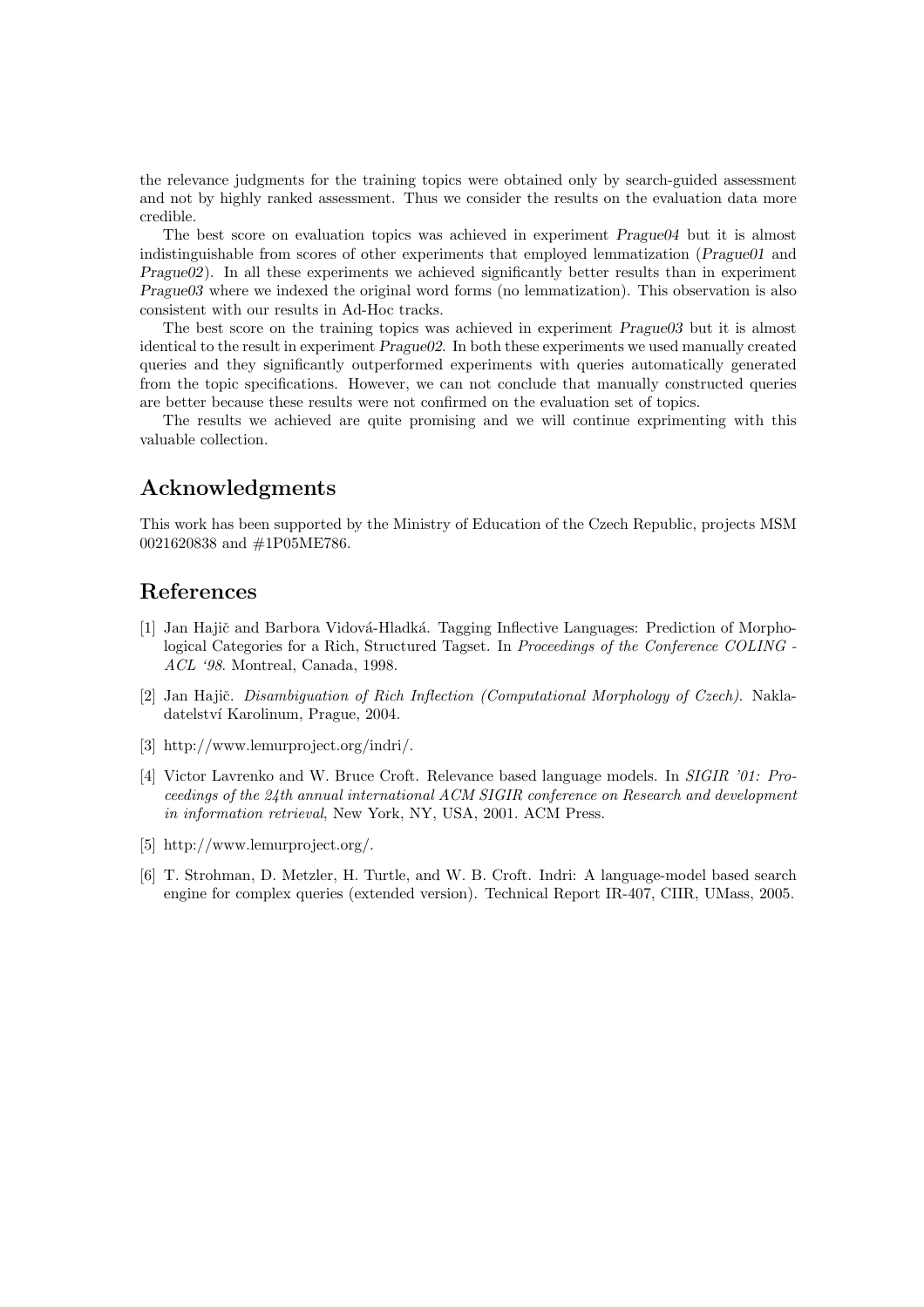the relevance judgments for the training topics were obtained only by search-guided assessment and not by highly ranked assessment. Thus we consider the results on the evaluation data more credible.

The best score on evaluation topics was achieved in experiment *Prague04* but it is almost indistinguishable from scores of other experiments that employed lemmatization (*Prague01* and *Prague02*). In all these experiments we achieved significantly better results than in experiment *Prague03* where we indexed the original word forms (no lemmatization). This observation is also consistent with our results in Ad-Hoc tracks.

The best score on the training topics was achieved in experiment *Prague03* but it is almost identical to the result in experiment *Prague02*. In both these experiments we used manually created queries and they significantly outperformed experiments with queries automatically generated from the topic specifications. However, we can not conclude that manually constructed queries are better because these results were not confirmed on the evaluation set of topics.

The results we achieved are quite promising and we will continue exprimenting with this valuable collection.

## Acknowledgments

This work has been supported by the Ministry of Education of the Czech Republic, projects MSM 0021620838 and #1P05ME786.

## References

[1] Jan Hajič and Barbora Vidová-Hladká. Tagging Inflective Languages: Prediction of Morphological Categories for a Rich, Structured Tagset. In *Proceedings of the Conference COLING - ACL '98*. Montreal, Canada, 1998.

[2] Jan Hajič. *Disambiguation of Rich Inflection (Computational Morphology of Czech)*. Nakladatelství Karolinum, Prague, 2004.

[3] http://www.lemurproject.org/indri/.

[4] Victor Lavrenko and W. Bruce Croft. Relevance based language models. In *SIGIR '01: Proceedings of the 24th annual international ACM SIGIR conference on Research and development in information retrieval*, New York, NY, USA, 2001. ACM Press.

[5] http://www.lemurproject.org/.

[6] T. Strohman, D. Metzler, H. Turtle, and W. B. Croft. Indri: A language-model based search engine for complex queries (extended version). Technical Report IR-407, CIIR, UMass, 2005.